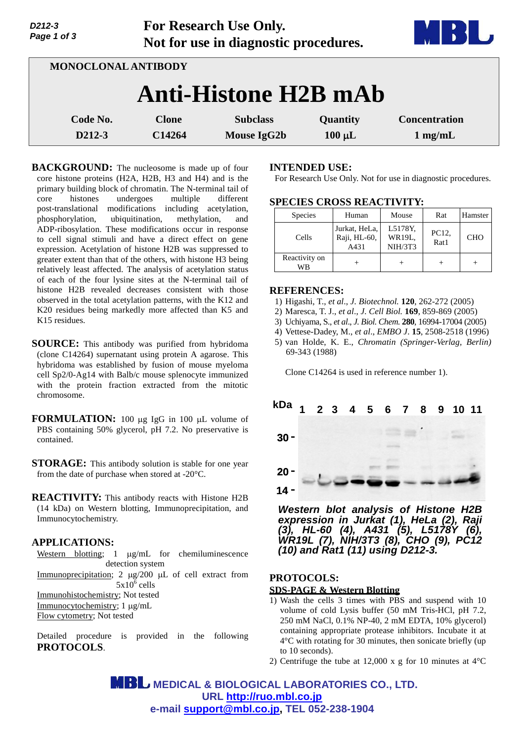**For Research Use Only.**
**Not for use in diagnostic procedures.**

MONOCLONAL ANTIBODY

# Anti-Histone H2B mAb

| Code No. | Clone | Subclass | Quantity | Concentration |
|---|---|---|---|---|
| D212-3 | C14264 | Mouse IgG2b | 100 μL | 1 mg/mL |

**BACKGROUND:** The nucleosome is made up of four core histone proteins (H2A, H2B, H3 and H4) and is the primary building block of chromatin. The N-terminal tail of core histones undergoes multiple different post-translational modifications including acetylation, phosphorylation, ubiquitination, methylation, and ADP-ribosylation. These modifications occur in response to cell signal stimuli and have a direct effect on gene expression. Acetylation of histone H2B was suppressed to greater extent than that of the others, with histone H3 being relatively least affected. The analysis of acetylation status of each of the four lysine sites at the N-terminal tail of histone H2B revealed decreases consistent with those observed in the total acetylation patterns, with the K12 and K20 residues being markedly more affected than K5 and K15 residues.

**SOURCE:** This antibody was purified from hybridoma (clone C14264) supernatant using protein A agarose. This hybridoma was established by fusion of mouse myeloma cell Sp2/0-Ag14 with Balb/c mouse splenocyte immunized with the protein fraction extracted from the mitotic chromosome.

**FORMULATION:** 100 μg IgG in 100 μL volume of PBS containing 50% glycerol, pH 7.2. No preservative is contained.

**STORAGE:** This antibody solution is stable for one year from the date of purchase when stored at -20°C.

**REACTIVITY:** This antibody reacts with Histone H2B (14 kDa) on Western blotting, Immunoprecipitation, and Immunocytochemistry.

**APPLICATIONS:**

Western blotting; 1 μg/mL for chemiluminescence detection system
Immunoprecipitation; 2 μg/200 μL of cell extract from $5x10^6$ cells
Immunohistochemistry; Not tested
Immunocytochemistry; 1 μg/mL
Flow cytometry; Not tested

Detailed procedure is provided in the following **PROTOCOLS**.

**INTENDED USE:**

For Research Use Only. Not for use in diagnostic procedures.

**SPECIES CROSS REACTIVITY:**

| Species | Human | Mouse | Rat | Hamster |
|---|---|---|---|---|
| Cells | Jurkat, HeLa, Raji, HL-60, A431 | L5178Y, WR19L, NIH/3T3 | PC12, Rat1 | CHO |
| Reactivity on WB | + | + | + | + |

**REFERENCES:**

1) Higashi, T., *et al*., *J. Biotechnol.* **120**, 262-272 (2005)
2) Maresca, T. J., *et al*., *J. Cell Biol.* **169**, 859-869 (2005)
3) Uchiyama, S., *et al*., *J. Biol. Chem.* **280**, 16994-17004 (2005)
4) Vettese-Dadey, M., *et al*., *EMBO J*. **15**, 2508-2518 (1996)
5) van Holde, K. E., *Chromatin (Springer-Verlag, Berlin)* 69-343 (1988)

Clone C14264 is used in reference number 1).

*Western blot analysis of Histone H2B expression in Jurkat (1), HeLa (2), Raji (3), HL-60 (4), A431 (5), L5178Y (6), WR19L (7), NIH/3T3 (8), CHO (9), PC12 (10) and Rat1 (11) using D212-3.*

**PROTOCOLS:**

**SDS-PAGE & Western Blotting**

1) Wash the cells 3 times with PBS and suspend with 10 volume of cold Lysis buffer (50 mM Tris-HCl, pH 7.2, 250 mM NaCl, 0.1% NP-40, 2 mM EDTA, 10% glycerol) containing appropriate protease inhibitors. Incubate it at 4°C with rotating for 30 minutes, then sonicate briefly (up to 10 seconds).
2) Centrifuge the tube at 12,000 x g for 10 minutes at 4°C

MEDICAL & BIOLOGICAL LABORATORIES CO., LTD.
URL http://ruo.mbl.co.jp
e-mail support@mbl.co.jp, TEL 052-238-1904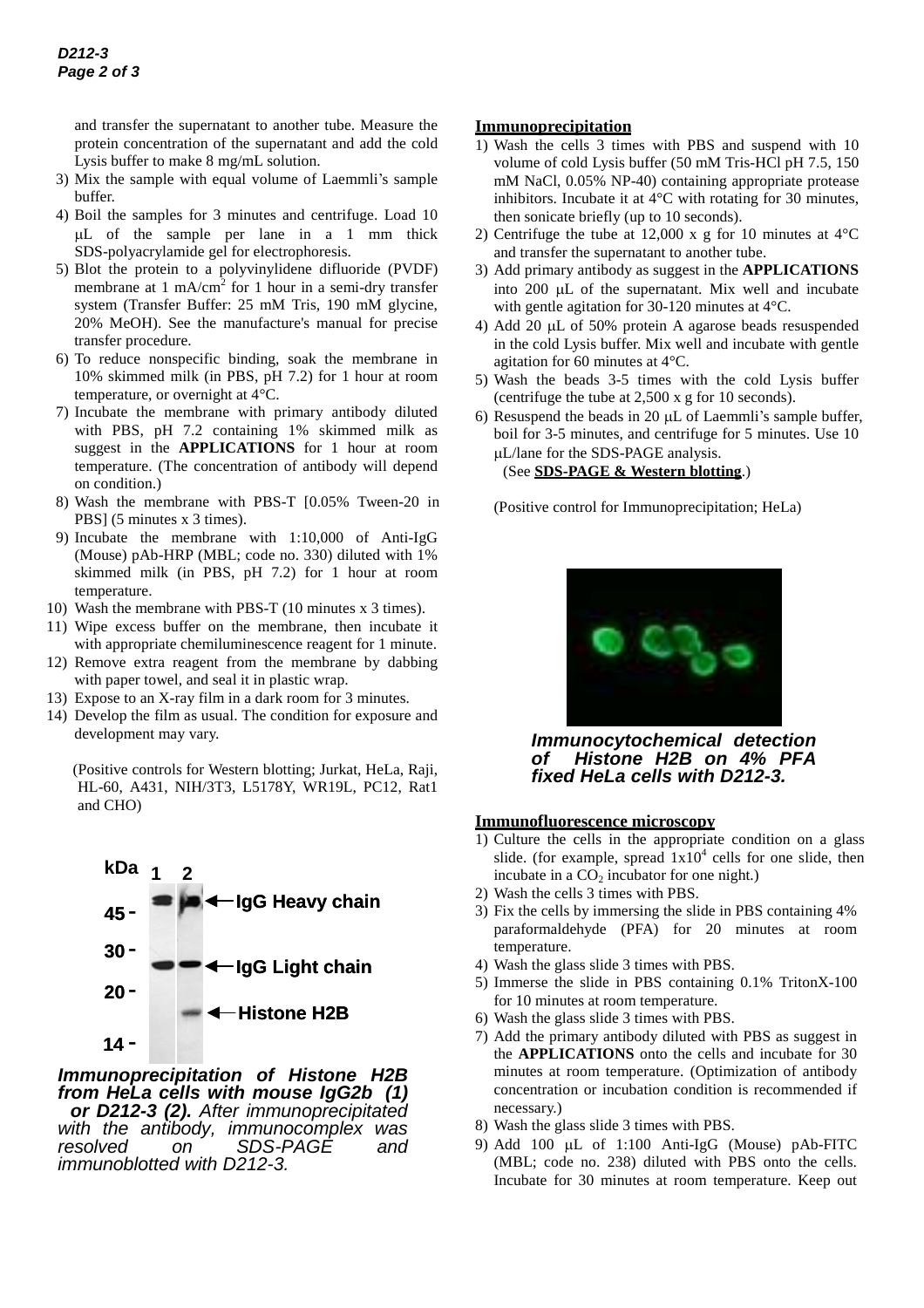and transfer the supernatant to another tube. Measure the protein concentration of the supernatant and add the cold Lysis buffer to make 8 mg/mL solution.

3) Mix the sample with equal volume of Laemmli's sample buffer.
4) Boil the samples for 3 minutes and centrifuge. Load 10 μL of the sample per lane in a 1 mm thick SDS-polyacrylamide gel for electrophoresis.
5) Blot the protein to a polyvinylidene difluoride (PVDF) membrane at 1 mA/$cm^2$ for 1 hour in a semi-dry transfer system (Transfer Buffer: 25 mM Tris, 190 mM glycine, 20% MeOH). See the manufacture's manual for precise transfer procedure.
6) To reduce nonspecific binding, soak the membrane in 10% skimmed milk (in PBS, pH 7.2) for 1 hour at room temperature, or overnight at 4°C.
7) Incubate the membrane with primary antibody diluted with PBS, pH 7.2 containing 1% skimmed milk as suggest in the **APPLICATIONS** for 1 hour at room temperature. (The concentration of antibody will depend on condition.)
8) Wash the membrane with PBS-T [0.05% Tween-20 in PBS] (5 minutes x 3 times).
9) Incubate the membrane with 1:10,000 of Anti-IgG (Mouse) pAb-HRP (MBL; code no. 330) diluted with 1% skimmed milk (in PBS, pH 7.2) for 1 hour at room temperature.
10) Wash the membrane with PBS-T (10 minutes x 3 times).
11) Wipe excess buffer on the membrane, then incubate it with appropriate chemiluminescence reagent for 1 minute.
12) Remove extra reagent from the membrane by dabbing with paper towel, and seal it in plastic wrap.
13) Expose to an X-ray film in a dark room for 3 minutes.
14) Develop the film as usual. The condition for exposure and development may vary.

(Positive controls for Western blotting; Jurkat, HeLa, Raji, HL-60, A431, NIH/3T3, L5178Y, WR19L, PC12, Rat1 and CHO)

kDa 1 2

45 - 30 - 20 - 14 -

IgG Heavy chain

IgG Light chain

Histone H2B

***Immunoprecipitation of Histone H2B from HeLa cells with mouse IgG2b (1) or D212-3 (2).*** *After immunoprecipitated with the antibody, immunocomplex was resolved on SDS-PAGE and immunoblotted with D212-3.*

**Immunoprecipitation**

1) Wash the cells 3 times with PBS and suspend with 10 volume of cold Lysis buffer (50 mM Tris-HCl pH 7.5, 150 mM NaCl, 0.05% NP-40) containing appropriate protease inhibitors. Incubate it at 4°C with rotating for 30 minutes, then sonicate briefly (up to 10 seconds).
2) Centrifuge the tube at 12,000 x g for 10 minutes at 4°C and transfer the supernatant to another tube.
3) Add primary antibody as suggest in the **APPLICATIONS** into 200 μL of the supernatant. Mix well and incubate with gentle agitation for 30-120 minutes at 4°C.
4) Add 20 μL of 50% protein A agarose beads resuspended in the cold Lysis buffer. Mix well and incubate with gentle agitation for 60 minutes at 4°C.
5) Wash the beads 3-5 times with the cold Lysis buffer (centrifuge the tube at 2,500 x g for 10 seconds).
6) Resuspend the beads in 20 μL of Laemmli's sample buffer, boil for 3-5 minutes, and centrifuge for 5 minutes. Use 10 μL/lane for the SDS-PAGE analysis.
   (See **SDS-PAGE & Western blotting**.)

(Positive control for Immunoprecipitation; HeLa)

***Immunocytochemical detection of Histone H2B on 4% PFA fixed HeLa cells with D212-3.***

**Immunofluorescence microscopy**

1) Culture the cells in the appropriate condition on a glass slide. (for example, spread $1x10^4$ cells for one slide, then incubate in a $CO_2$ incubator for one night.)
2) Wash the cells 3 times with PBS.
3) Fix the cells by immersing the slide in PBS containing 4% paraformaldehyde (PFA) for 20 minutes at room temperature.
4) Wash the glass slide 3 times with PBS.
5) Immerse the slide in PBS containing 0.1% TritonX-100 for 10 minutes at room temperature.
6) Wash the glass slide 3 times with PBS.
7) Add the primary antibody diluted with PBS as suggest in the **APPLICATIONS** onto the cells and incubate for 30 minutes at room temperature. (Optimization of antibody concentration or incubation condition is recommended if necessary.)
8) Wash the glass slide 3 times with PBS.
9) Add 100 μL of 1:100 Anti-IgG (Mouse) pAb-FITC (MBL; code no. 238) diluted with PBS onto the cells. Incubate for 30 minutes at room temperature. Keep out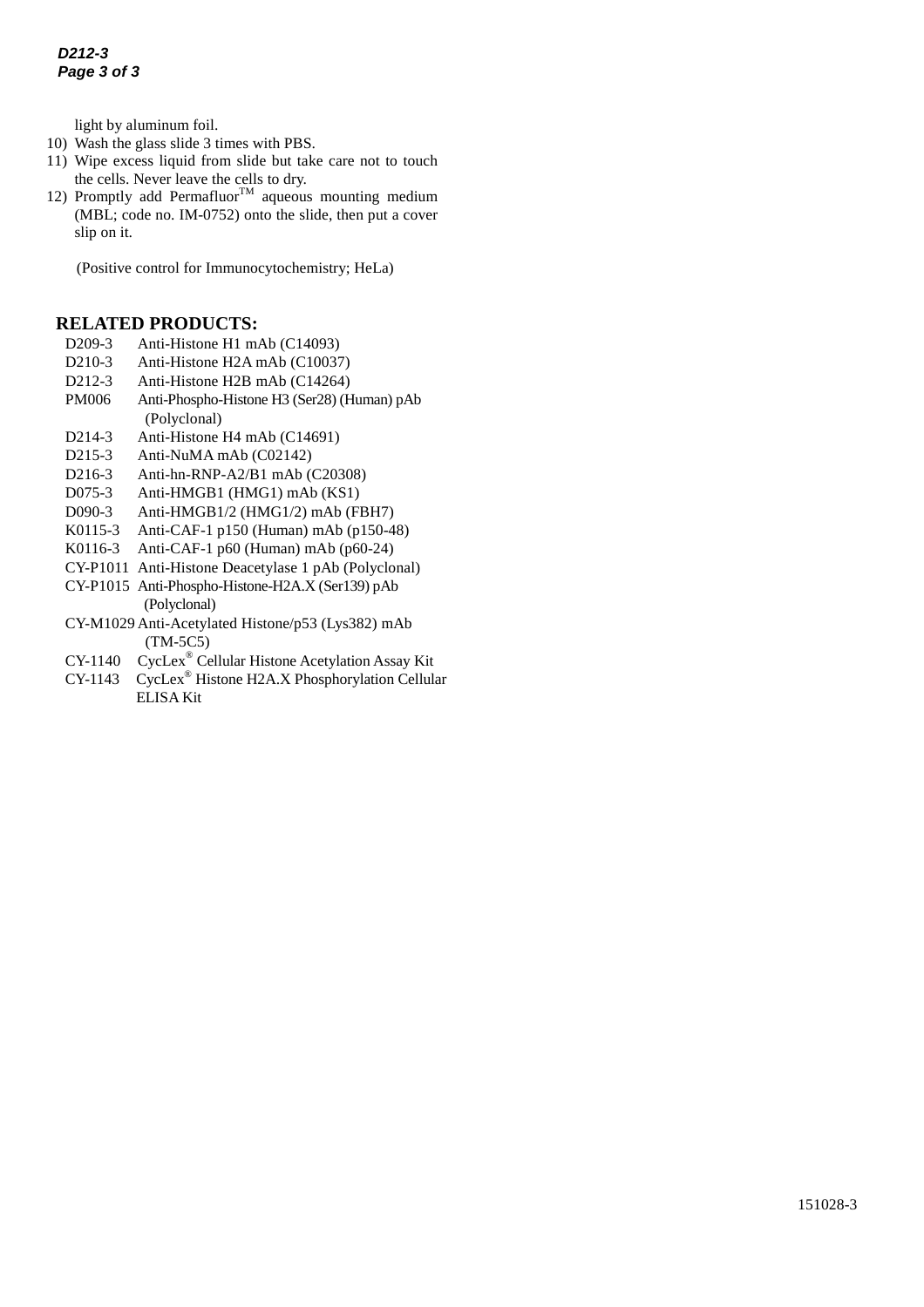light by aluminum foil.

10) Wash the glass slide 3 times with PBS.
11) Wipe excess liquid from slide but take care not to touch the cells. Never leave the cells to dry.
12) Promptly add Permafluor™ aqueous mounting medium (MBL; code no. IM-0752) onto the slide, then put a cover slip on it.

(Positive control for Immunocytochemistry; HeLa)

## RELATED PRODUCTS:

| | |
|---|---|
| D209-3 | Anti-Histone H1 mAb (C14093) |
| D210-3 | Anti-Histone H2A mAb (C10037) |
| D212-3 | Anti-Histone H2B mAb (C14264) |
| PM006 | Anti-Phospho-Histone H3 (Ser28) (Human) pAb (Polyclonal) |
| D214-3 | Anti-Histone H4 mAb (C14691) |
| D215-3 | Anti-NuMA mAb (C02142) |
| D216-3 | Anti-hn-RNP-A2/B1 mAb (C20308) |
| D075-3 | Anti-HMGB1 (HMG1) mAb (KS1) |
| D090-3 | Anti-HMGB1/2 (HMG1/2) mAb (FBH7) |
| K0115-3 | Anti-CAF-1 p150 (Human) mAb (p150-48) |
| K0116-3 | Anti-CAF-1 p60 (Human) mAb (p60-24) |
| CY-P1011 | Anti-Histone Deacetylase 1 pAb (Polyclonal) |
| CY-P1015 | Anti-Phospho-Histone-H2A.X (Ser139) pAb (Polyclonal) |
| CY-M1029 | Anti-Acetylated Histone/p53 (Lys382) mAb (TM-5C5) |
| CY-1140 | CycLex® Cellular Histone Acetylation Assay Kit |
| CY-1143 | CycLex® Histone H2A.X Phosphorylation Cellular ELISA Kit |

151028-3